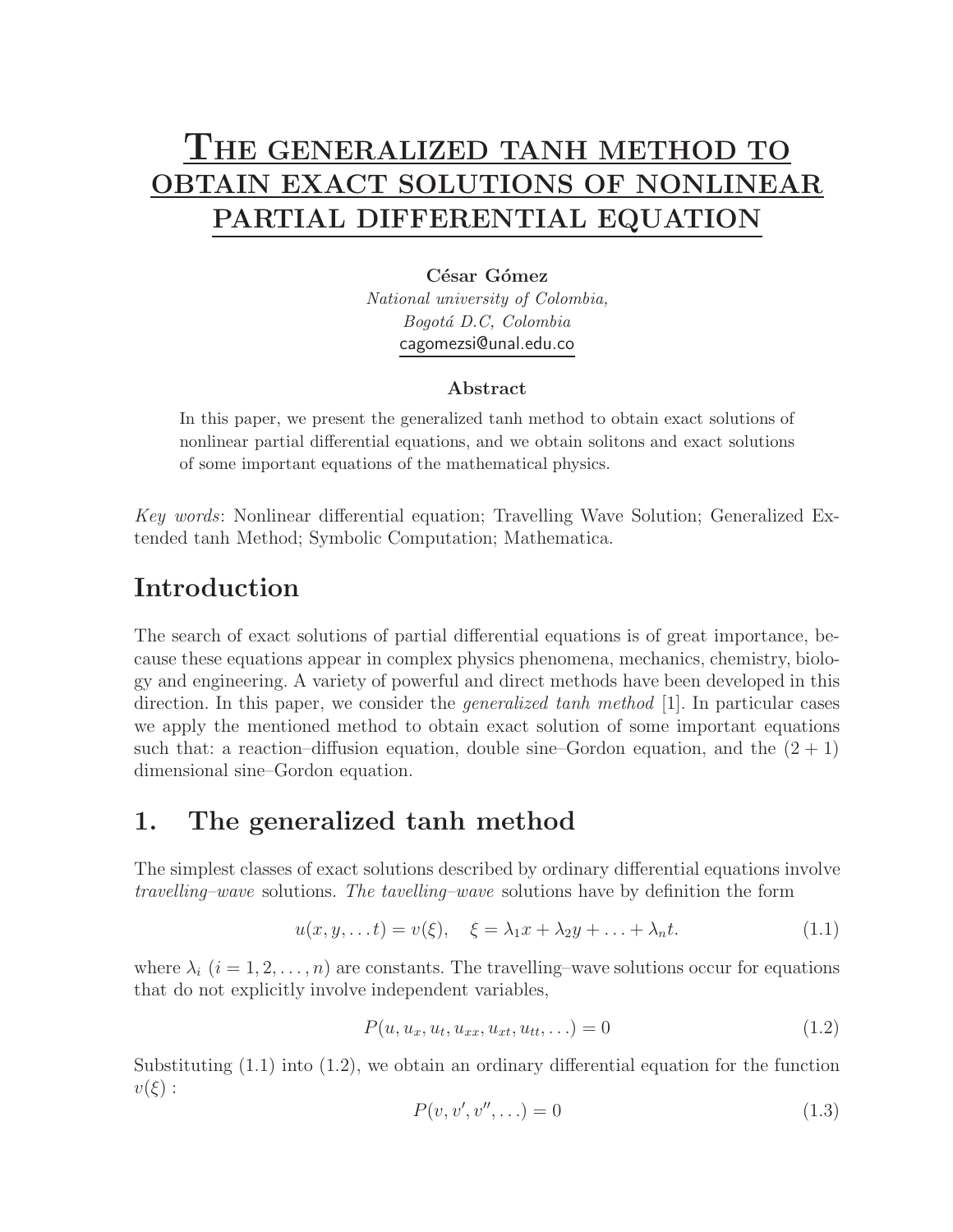# The generalized tanh method to obtain exact solutions of nonlinear partial differential equation

**César Gómez**

*National university of Colombia,*
*Bogotá D.C, Colombia*
cagomezsi@unal.edu.co

### Abstract

In this paper, we present the generalized tanh method to obtain exact solutions of nonlinear partial differential equations, and we obtain solitons and exact solutions of some important equations of the mathematical physics.

*Key words*: Nonlinear differential equation; Travelling Wave Solution; Generalized Extended tanh Method; Symbolic Computation; Mathematica.

## Introduction

The search of exact solutions of partial differential equations is of great importance, because these equations appear in complex physics phenomena, mechanics, chemistry, biology and engineering. A variety of powerful and direct methods have been developed in this direction. In this paper, we consider the *generalized tanh method* [1]. In particular cases we apply the mentioned method to obtain exact solution of some important equations such that: a reaction–diffusion equation, double sine–Gordon equation, and the $(2+1)$ dimensional sine–Gordon equation.

## 1. The generalized tanh method

The simplest classes of exact solutions described by ordinary differential equations involve *travelling–wave* solutions. *The tavelling–wave* solutions have by definition the form

$$u(x, y, \ldots t) = v(\xi), \quad \xi = \lambda_1 x + \lambda_2 y + \ldots + \lambda_n t. \tag{1.1}$$

where $\lambda_i$ $(i = 1, 2, \ldots, n)$ are constants. The travelling–wave solutions occur for equations that do not explicitly involve independent variables,

$$P(u, u_x, u_t, u_{xx}, u_{xt}, u_{tt}, \ldots) = 0 \tag{1.2}$$

Substituting (1.1) into (1.2), we obtain an ordinary differential equation for the function $v(\xi)$ :

$$P(v, v', v'', \ldots) = 0 \tag{1.3}$$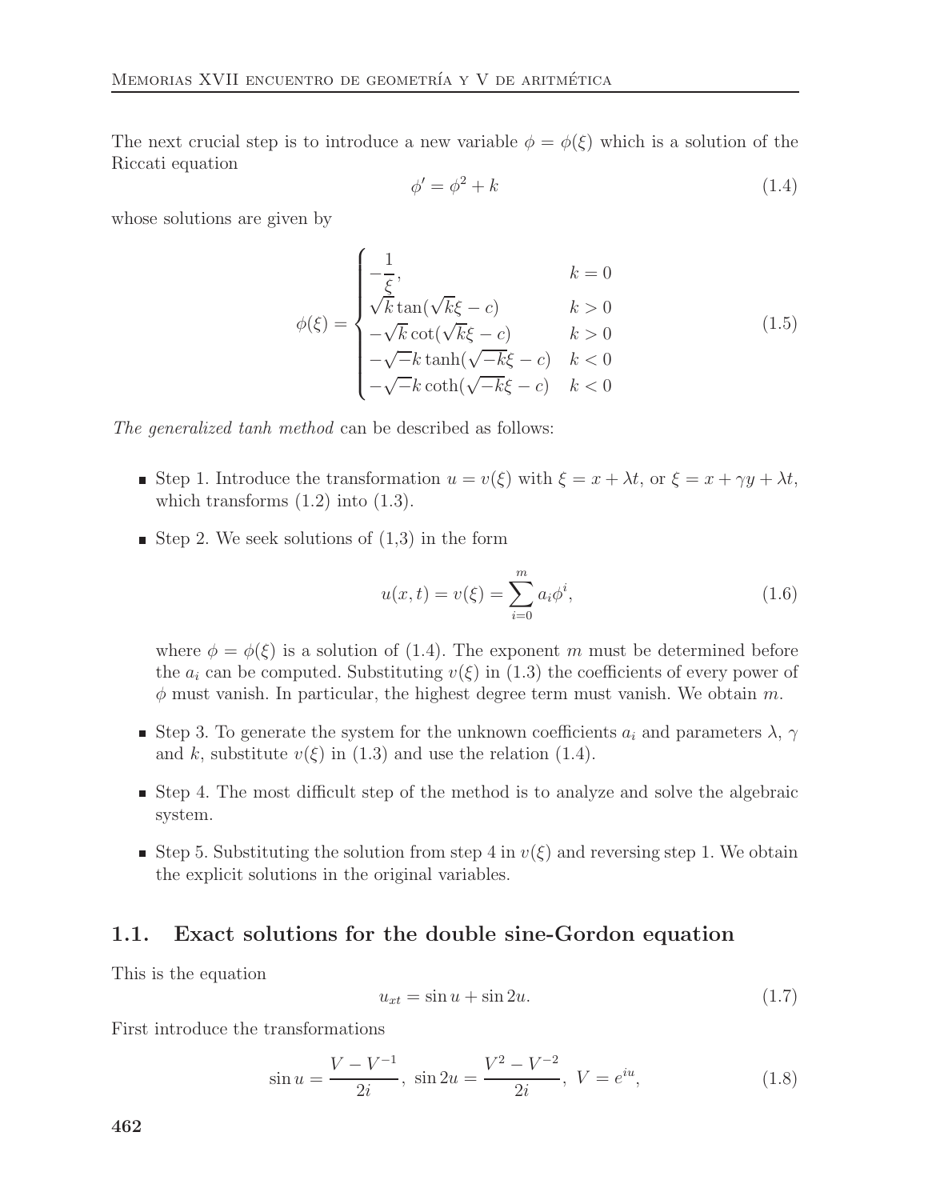The next crucial step is to introduce a new variable $\phi = \phi(\xi)$ which is a solution of the Riccati equation

$$\phi' = \phi^2 + k \tag{1.4}$$

whose solutions are given by

$$\phi(\xi) = \begin{cases} -\dfrac{1}{\xi}, & k = 0 \\ \sqrt{k}\tan(\sqrt{k}\xi - c) & k > 0 \\ -\sqrt{k}\cot(\sqrt{k}\xi - c) & k > 0 \\ -\sqrt{-k}\tanh(\sqrt{-k}\xi - c) & k < 0 \\ -\sqrt{-k}\coth(\sqrt{-k}\xi - c) & k < 0 \end{cases} \tag{1.5}$$

*The generalized tanh method* can be described as follows:

- Step 1. Introduce the transformation $u = v(\xi)$ with $\xi = x + \lambda t$, or $\xi = x + \gamma y + \lambda t$, which transforms (1.2) into (1.3).
- Step 2. We seek solutions of (1,3) in the form

$$u(x,t) = v(\xi) = \sum_{i=0}^{m} a_i \phi^i, \tag{1.6}$$

  where $\phi = \phi(\xi)$ is a solution of (1.4). The exponent $m$ must be determined before the $a_i$ can be computed. Substituting $v(\xi)$ in (1.3) the coefficients of every power of $\phi$ must vanish. In particular, the highest degree term must vanish. We obtain $m$.
- Step 3. To generate the system for the unknown coefficients $a_i$ and parameters $\lambda$, $\gamma$ and $k$, substitute $v(\xi)$ in (1.3) and use the relation (1.4).
- Step 4. The most difficult step of the method is to analyze and solve the algebraic system.
- Step 5. Substituting the solution from step 4 in $v(\xi)$ and reversing step 1. We obtain the explicit solutions in the original variables.

## 1.1. Exact solutions for the double sine-Gordon equation

This is the equation

$$u_{xt} = \sin u + \sin 2u. \tag{1.7}$$

First introduce the transformations

$$\sin u = \frac{V - V^{-1}}{2i}, \ \sin 2u = \frac{V^2 - V^{-2}}{2i}, \ V = e^{iu}, \tag{1.8}$$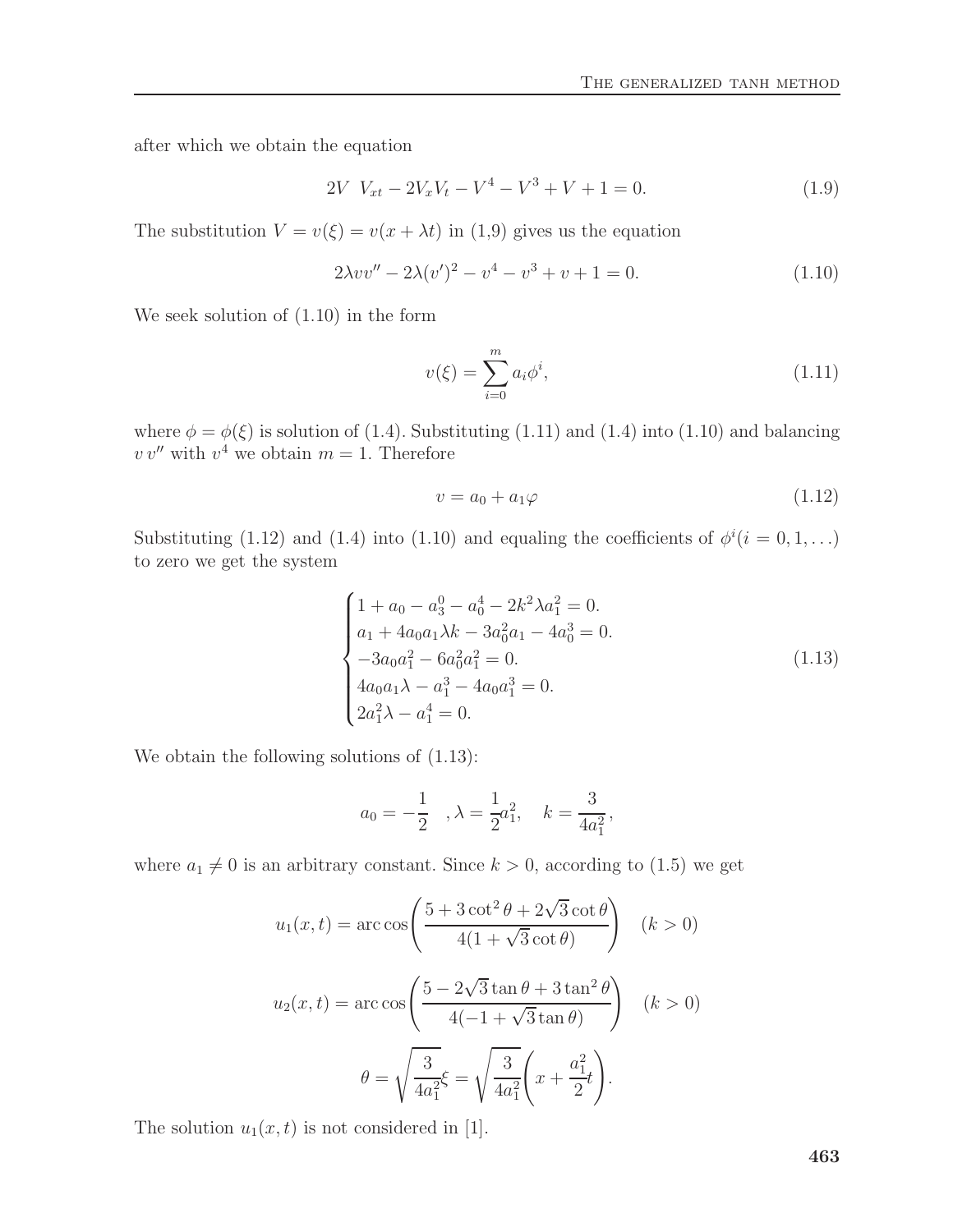after which we obtain the equation

$$2V\ \ V_{xt} - 2V_xV_t - V^4 - V^3 + V + 1 = 0. \tag{1.9}$$

The substitution $V = v(\xi) = v(x + \lambda t)$ in (1,9) gives us the equation

$$2\lambda v v'' - 2\lambda (v')^2 - v^4 - v^3 + v + 1 = 0. \tag{1.10}$$

We seek solution of (1.10) in the form

$$v(\xi) = \sum_{i=0}^{m} a_i \phi^i, \tag{1.11}$$

where $\phi = \phi(\xi)$ is solution of (1.4). Substituting (1.11) and (1.4) into (1.10) and balancing $v\, v''$ with $v^4$ we obtain $m = 1$. Therefore

$$v = a_0 + a_1 \varphi \tag{1.12}$$

Substituting (1.12) and (1.4) into (1.10) and equaling the coefficients of $\phi^i (i = 0, 1, \ldots)$ to zero we get the system

$$\begin{cases} 1 + a_0 - a_3^0 - a_0^4 - 2k^2 \lambda a_1^2 = 0. \\ a_1 + 4a_0 a_1 \lambda k - 3a_0^2 a_1 - 4a_0^3 = 0. \\ -3a_0 a_1^2 - 6a_0^2 a_1^2 = 0. \\ 4a_0 a_1 \lambda - a_1^3 - 4a_0 a_1^3 = 0. \\ 2a_1^2 \lambda - a_1^4 = 0. \end{cases} \tag{1.13}$$

We obtain the following solutions of (1.13):

$$a_0 = -\frac{1}{2} \quad , \lambda = \frac{1}{2} a_1^2, \quad k = \frac{3}{4a_1^2},$$

where $a_1 \neq 0$ is an arbitrary constant. Since $k > 0$, according to (1.5) we get

$$u_1(x,t) = \arccos\left( \frac{5 + 3\cot^2\theta + 2\sqrt{3}\cot\theta}{4(1 + \sqrt{3}\cot\theta)} \right) \quad (k > 0)$$

$$u_2(x,t) = \arccos\left( \frac{5 - 2\sqrt{3}\tan\theta + 3\tan^2\theta}{4(-1 + \sqrt{3}\tan\theta)} \right) \quad (k > 0)$$

$$\theta = \sqrt{\frac{3}{4a_1^2}}\xi = \sqrt{\frac{3}{4a_1^2}}\left( x + \frac{a_1^2}{2} t \right).$$

The solution $u_1(x,t)$ is not considered in [1].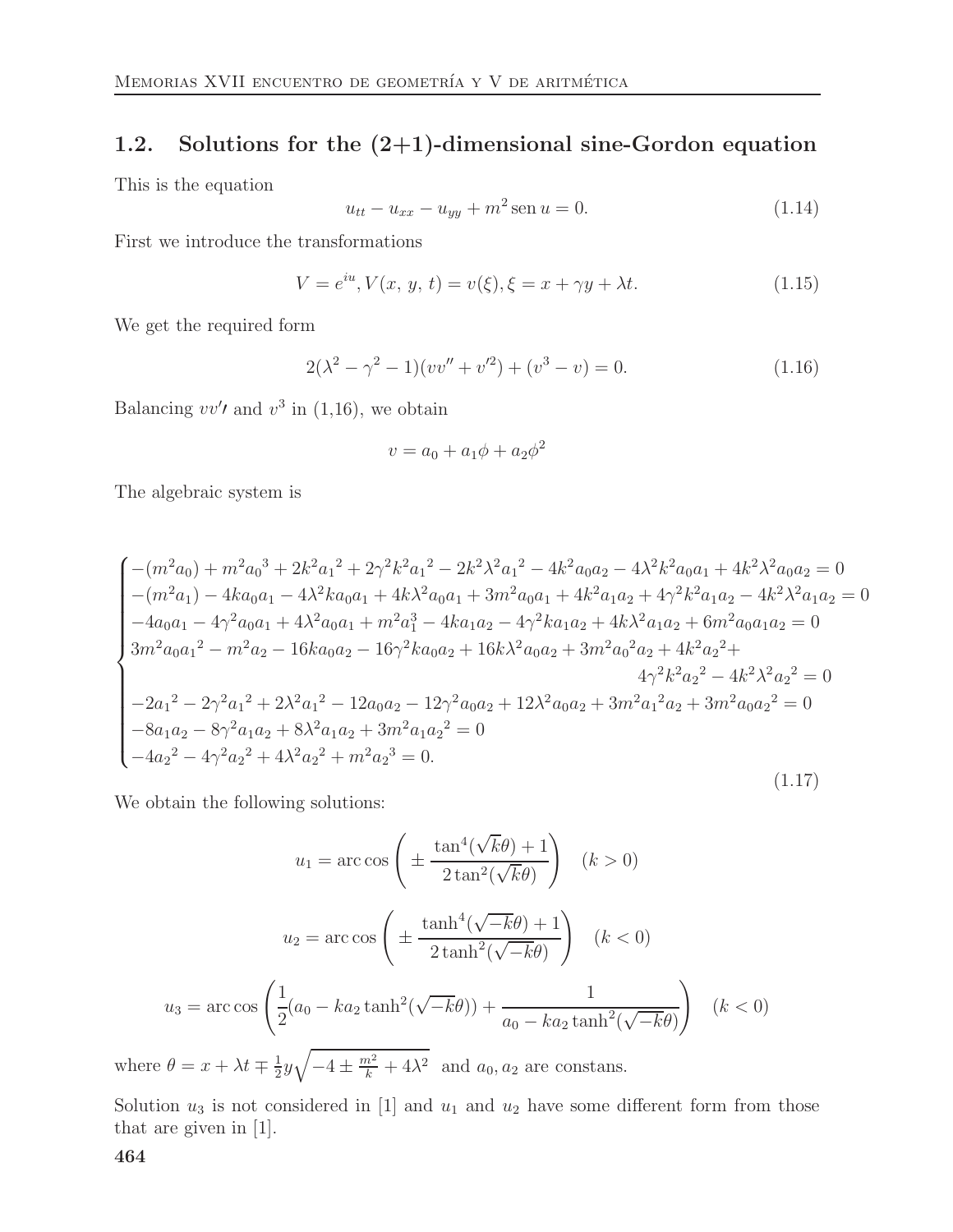## 1.2. Solutions for the (2+1)-dimensional sine-Gordon equation

This is the equation

$$u_{tt} - u_{xx} - u_{yy} + m^2 \operatorname{sen} u = 0. \tag{1.14}$$

First we introduce the transformations

$$V = e^{iu}, V(x,\, y,\, t) = v(\xi), \xi = x + \gamma y + \lambda t. \tag{1.15}$$

We get the required form

$$2(\lambda^2 - \gamma^2 - 1)(vv'' + v'^2) + (v^3 - v) = 0. \tag{1.16}$$

Balancing $vv\prime$ and $v^3$ in (1,16), we obtain

$$v = a_0 + a_1\phi + a_2\phi^2$$

The algebraic system is

$$\begin{cases}
-(m^2a_0) + m^2a_0{}^3 + 2k^2a_1{}^2 + 2\gamma^2k^2a_1{}^2 - 2k^2\lambda^2a_1{}^2 - 4k^2a_0a_2 - 4\lambda^2k^2a_0a_1 + 4k^2\lambda^2a_0a_2 = 0 \\
-(m^2a_1) - 4ka_0a_1 - 4\lambda^2ka_0a_1 + 4k\lambda^2a_0a_1 + 3m^2a_0a_1 + 4k^2a_1a_2 + 4\gamma^2k^2a_1a_2 - 4k^2\lambda^2a_1a_2 = 0 \\
-4a_0a_1 - 4\gamma^2a_0a_1 + 4\lambda^2a_0a_1 + m^2a_1^3 - 4ka_1a_2 - 4\gamma^2ka_1a_2 + 4k\lambda^2a_1a_2 + 6m^2a_0a_1a_2 = 0 \\
3m^2a_0a_1{}^2 - m^2a_2 - 16ka_0a_2 - 16\gamma^2ka_0a_2 + 16k\lambda^2a_0a_2 + 3m^2a_0{}^2a_2 + 4k^2a_2{}^2 + \\
\qquad\qquad 4\gamma^2k^2a_2{}^2 - 4k^2\lambda^2a_2{}^2 = 0 \\
-2a_1{}^2 - 2\gamma^2a_1{}^2 + 2\lambda^2a_1{}^2 - 12a_0a_2 - 12\gamma^2a_0a_2 + 12\lambda^2a_0a_2 + 3m^2a_1{}^2a_2 + 3m^2a_0a_2{}^2 = 0 \\
-8a_1a_2 - 8\gamma^2a_1a_2 + 8\lambda^2a_1a_2 + 3m^2a_1a_2{}^2 = 0 \\
-4a_2{}^2 - 4\gamma^2a_2{}^2 + 4\lambda^2a_2{}^2 + m^2a_2{}^3 = 0.
\end{cases} \tag{1.17}$$

We obtain the following solutions:

$$u_1 = \operatorname{arc\,cos}\left( \pm \frac{\tan^4(\sqrt{k}\theta) + 1}{2\tan^2(\sqrt{k}\theta)} \right) \quad (k > 0)$$

$$u_2 = \operatorname{arc\,cos}\left( \pm \frac{\tanh^4(\sqrt{-k}\theta) + 1}{2\tanh^2(\sqrt{-k}\theta)} \right) \quad (k < 0)$$

$$u_3 = \operatorname{arc\,cos}\left( \frac{1}{2}(a_0 - ka_2\tanh^2(\sqrt{-k}\theta)) + \frac{1}{a_0 - ka_2\tanh^2(\sqrt{-k}\theta)} \right) \quad (k < 0)$$

where $\theta = x + \lambda t \mp \frac{1}{2}y\sqrt{-4 \pm \frac{m^2}{k} + 4\lambda^2}$ and $a_0, a_2$ are constans.

Solution $u_3$ is not considered in [1] and $u_1$ and $u_2$ have some different form from those that are given in [1].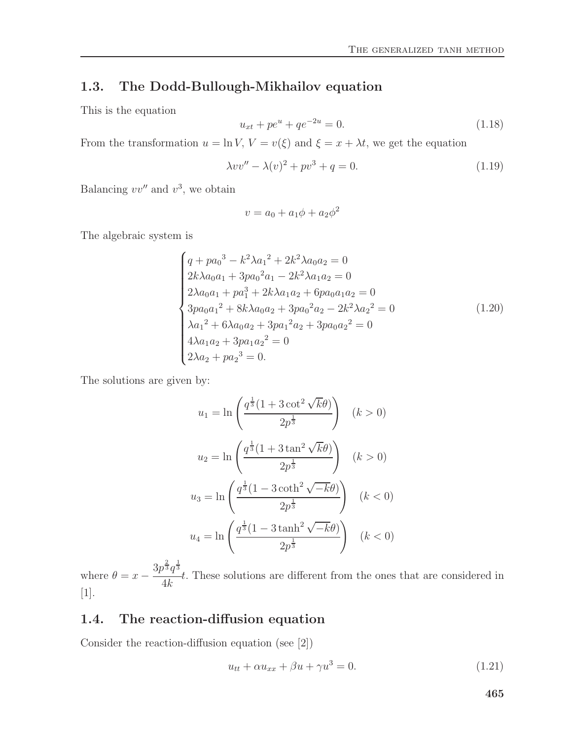## 1.3. The Dodd-Bullough-Mikhailov equation

This is the equation

$$u_{xt} + pe^{u} + qe^{-2u} = 0. \tag{1.18}$$

From the transformation $u = \ln V$, $V = v(\xi)$ and $\xi = x + \lambda t$, we get the equation

$$\lambda v v'' - \lambda (v)^2 + p v^3 + q = 0. \tag{1.19}$$

Balancing $vv''$ and $v^3$, we obtain

$$v = a_0 + a_1\phi + a_2\phi^2$$

The algebraic system is

$$\begin{cases} q + p{a_0}^3 - k^2\lambda {a_1}^2 + 2k^2\lambda a_0 a_2 = 0 \\ 2k\lambda a_0 a_1 + 3p{a_0}^2 a_1 - 2k^2\lambda a_1 a_2 = 0 \\ 2\lambda a_0 a_1 + p a_1^3 + 2k\lambda a_1 a_2 + 6p a_0 a_1 a_2 = 0 \\ 3p a_0 {a_1}^2 + 8k\lambda a_0 a_2 + 3p{a_0}^2 a_2 - 2k^2\lambda {a_2}^2 = 0 \\ \lambda {a_1}^2 + 6\lambda a_0 a_2 + 3p{a_1}^2 a_2 + 3p a_0 {a_2}^2 = 0 \\ 4\lambda a_1 a_2 + 3p a_1 {a_2}^2 = 0 \\ 2\lambda a_2 + p{a_2}^3 = 0. \end{cases} \tag{1.20}$$

The solutions are given by:

$$u_1 = \ln\left(\frac{q^{\frac{1}{3}}(1 + 3\cot^2\sqrt{k}\theta)}{2p^{\frac{1}{3}}}\right) \quad (k > 0)$$

$$u_2 = \ln\left(\frac{q^{\frac{1}{3}}(1 + 3\tan^2\sqrt{k}\theta)}{2p^{\frac{1}{3}}}\right) \quad (k > 0)$$

$$u_3 = \ln\left(\frac{q^{\frac{1}{3}}(1 - 3\coth^2\sqrt{-k}\theta)}{2p^{\frac{1}{3}}}\right) \quad (k < 0)$$

$$u_4 = \ln\left(\frac{q^{\frac{1}{3}}(1 - 3\tanh^2\sqrt{-k}\theta)}{2p^{\frac{1}{3}}}\right) \quad (k < 0)$$

where $\theta = x - \dfrac{3p^{\frac{2}{3}}q^{\frac{1}{3}}}{4k}t$. These solutions are different from the ones that are considered in [1].

## 1.4. The reaction-diffusion equation

Consider the reaction-diffusion equation (see [2])

$$u_{tt} + \alpha u_{xx} + \beta u + \gamma u^3 = 0. \tag{1.21}$$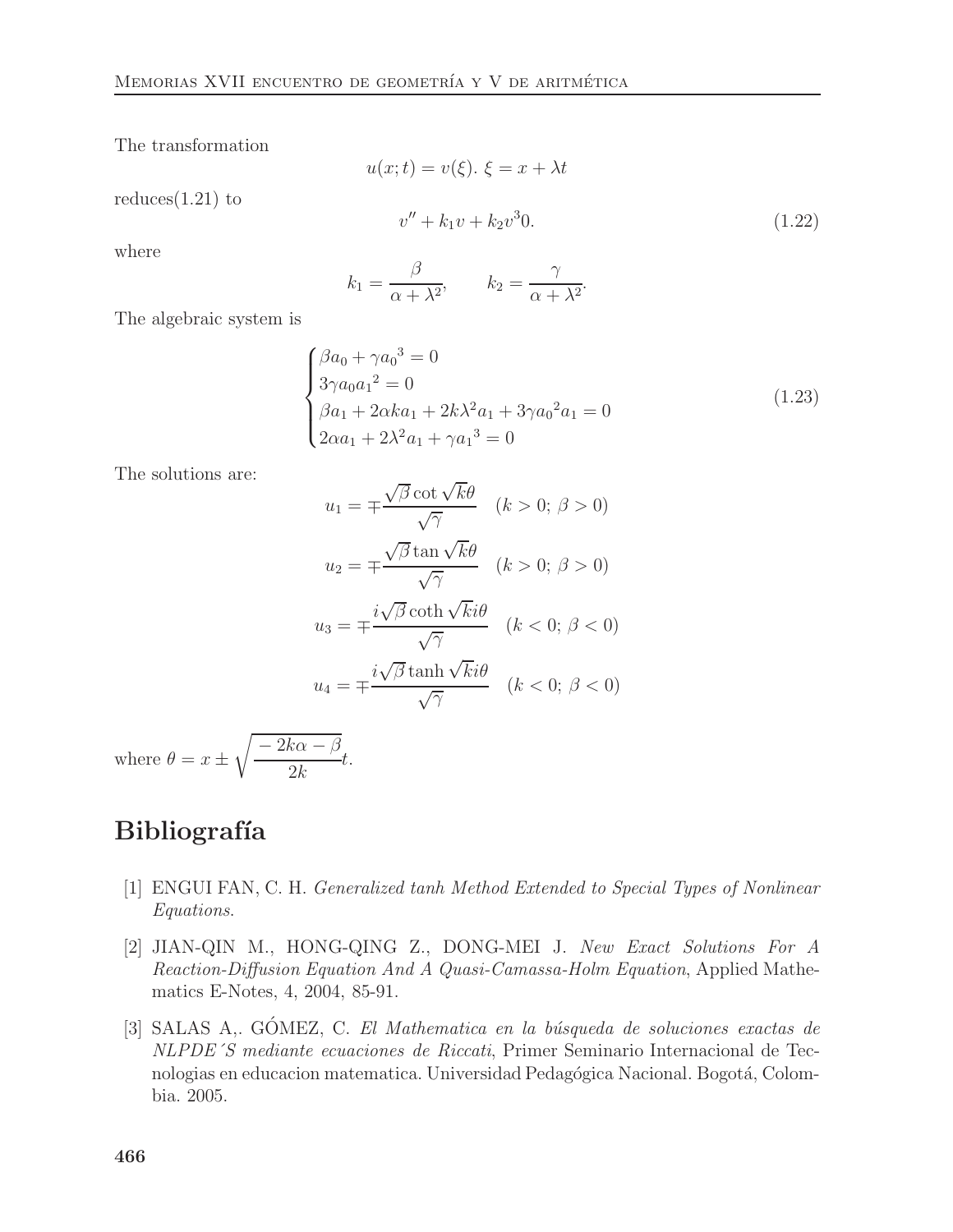The transformation

$$u(x;t) = v(\xi).\ \xi = x + \lambda t$$

reduces(1.21) to

$$v'' + k_1 v + k_2 v^3 0. \tag{1.22}$$

where

$$k_1 = \frac{\beta}{\alpha + \lambda^2}, \qquad k_2 = \frac{\gamma}{\alpha + \lambda^2}.$$

The algebraic system is

$$\begin{cases} \beta a_0 + \gamma {a_0}^3 = 0 \\ 3\gamma a_0 {a_1}^2 = 0 \\ \beta a_1 + 2\alpha k a_1 + 2k\lambda^2 a_1 + 3\gamma {a_0}^2 a_1 = 0 \\ 2\alpha a_1 + 2\lambda^2 a_1 + \gamma {a_1}^3 = 0 \end{cases} \tag{1.23}$$

The solutions are:

$$u_1 = \mp \frac{\sqrt{\beta} \cot \sqrt{k}\theta}{\sqrt{\gamma}} \quad (k > 0;\ \beta > 0)$$

$$u_2 = \mp \frac{\sqrt{\beta} \tan \sqrt{k}\theta}{\sqrt{\gamma}} \quad (k > 0;\ \beta > 0)$$

$$u_3 = \mp \frac{i\sqrt{\beta} \coth \sqrt{k}i\theta}{\sqrt{\gamma}} \quad (k < 0;\ \beta < 0)$$

$$u_4 = \mp \frac{i\sqrt{\beta} \tanh \sqrt{k}i\theta}{\sqrt{\gamma}} \quad (k < 0;\ \beta < 0)$$

where $\theta = x \pm \sqrt{\dfrac{-2k\alpha - \beta}{2k}} t$.

# Bibliografía

[1] ENGUI FAN, C. H. *Generalized tanh Method Extended to Special Types of Nonlinear Equations.*

[2] JIAN-QIN M., HONG-QING Z., DONG-MEI J. *New Exact Solutions For A Reaction-Diffusion Equation And A Quasi-Camassa-Holm Equation*, Applied Mathematics E-Notes, 4, 2004, 85-91.

[3] SALAS A,. GÓMEZ, C. *El Mathematica en la búsqueda de soluciones exactas de NLPDE´S mediante ecuaciones de Riccati*, Primer Seminario Internacional de Tecnologias en educacion matematica. Universidad Pedagógica Nacional. Bogotá, Colombia. 2005.